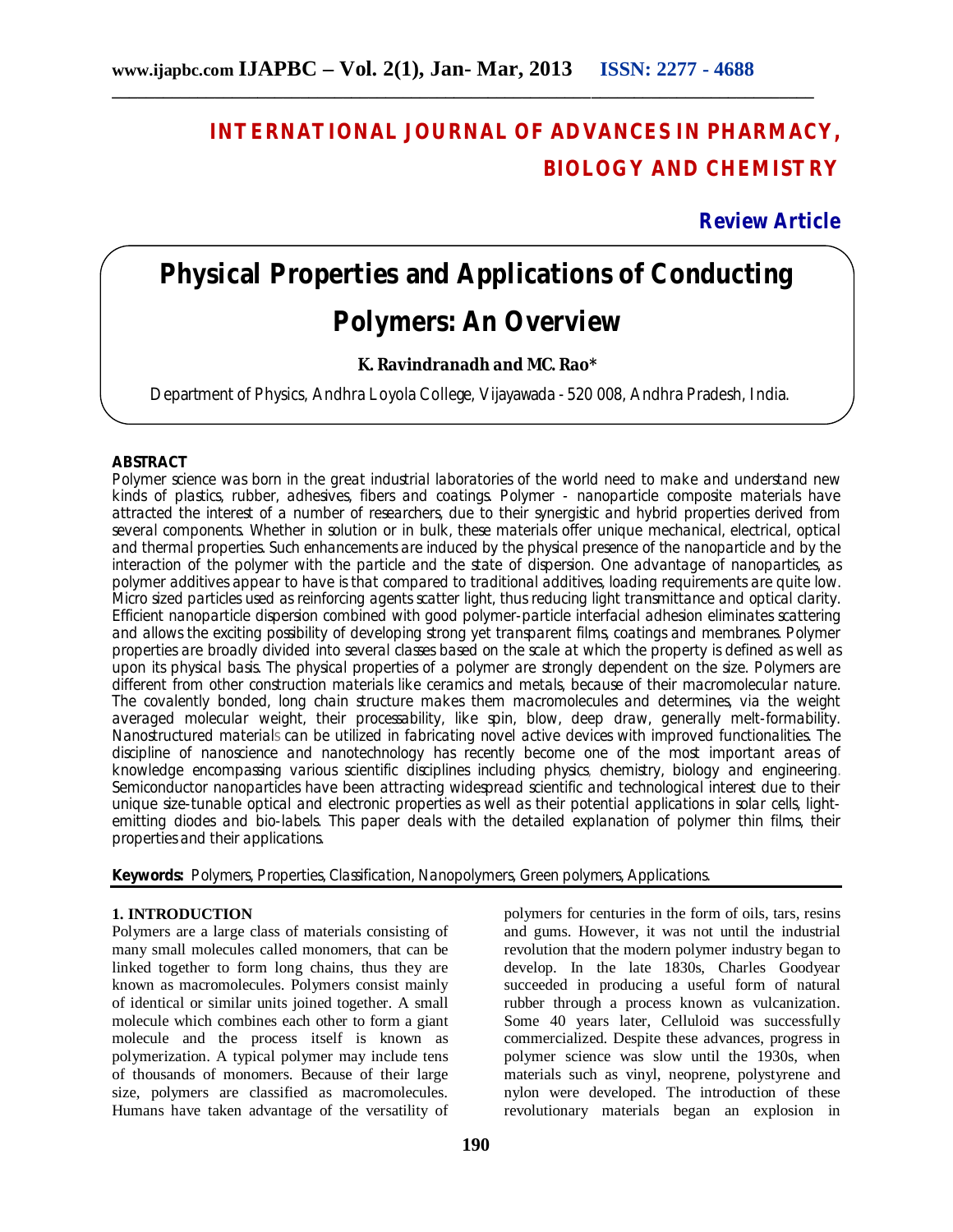# INTERNATIONAL JOURNAL OF ADVANCES IN PHARMACY, BIOLOGY AND CHEMISTRY

**Review Article**

# Physical Properties and Applications of Conducting Polymers: An Overview

**K. Ravindranadh and MC. Rao***

Department of Physics, Andhra Loyola College, Vijayawada - 520 008, Andhra Pradesh, India.

## ABSTRACT

Polymer science was born in the great industrial laboratories of the world need to make and understand new kinds of plastics, rubber, adhesives, fibers and coatings. Polymer - nanoparticle composite materials have attracted the interest of a number of researchers, due to their synergistic and hybrid properties derived from several components. Whether in solution or in bulk, these materials offer unique mechanical, electrical, optical and thermal properties. Such enhancements are induced by the physical presence of the nanoparticle and by the interaction of the polymer with the particle and the state of dispersion. One advantage of nanoparticles, as polymer additives appear to have is that compared to traditional additives, loading requirements are quite low. Micro sized particles used as reinforcing agents scatter light, thus reducing light transmittance and optical clarity. Efficient nanoparticle dispersion combined with good polymer-particle interfacial adhesion eliminates scattering and allows the exciting possibility of developing strong yet transparent films, coatings and membranes. Polymer properties are broadly divided into several classes based on the scale at which the property is defined as well as upon its physical basis. The physical properties of a polymer are strongly dependent on the size. Polymers are different from other construction materials like ceramics and metals, because of their macromolecular nature. The covalently bonded, long chain structure makes them macromolecules and determines, via the weight averaged molecular weight, their processability, like spin, blow, deep draw, generally melt-formability. Nanostructured materials can be utilized in fabricating novel active devices with improved functionalities. The discipline of nanoscience and nanotechnology has recently become one of the most important areas of knowledge encompassing various scientific disciplines including physics, chemistry, biology and engineering. Semiconductor nanoparticles have been attracting widespread scientific and technological interest due to their unique size-tunable optical and electronic properties as well as their potential applications in solar cells, light-emitting diodes and bio-labels. This paper deals with the detailed explanation of polymer thin films, their properties and their applications.

**Keywords:** Polymers, Properties, Classification, Nanopolymers, Green polymers, Applications.

## 1. INTRODUCTION

Polymers are a large class of materials consisting of many small molecules called monomers, that can be linked together to form long chains, thus they are known as macromolecules. Polymers consist mainly of identical or similar units joined together. A small molecule which combines each other to form a giant molecule and the process itself is known as polymerization. A typical polymer may include tens of thousands of monomers. Because of their large size, polymers are classified as macromolecules. Humans have taken advantage of the versatility of polymers for centuries in the form of oils, tars, resins and gums. However, it was not until the industrial revolution that the modern polymer industry began to develop. In the late 1830s, Charles Goodyear succeeded in producing a useful form of natural rubber through a process known as vulcanization. Some 40 years later, Celluloid was successfully commercialized. Despite these advances, progress in polymer science was slow until the 1930s, when materials such as vinyl, neoprene, polystyrene and nylon were developed. The introduction of these revolutionary materials began an explosion in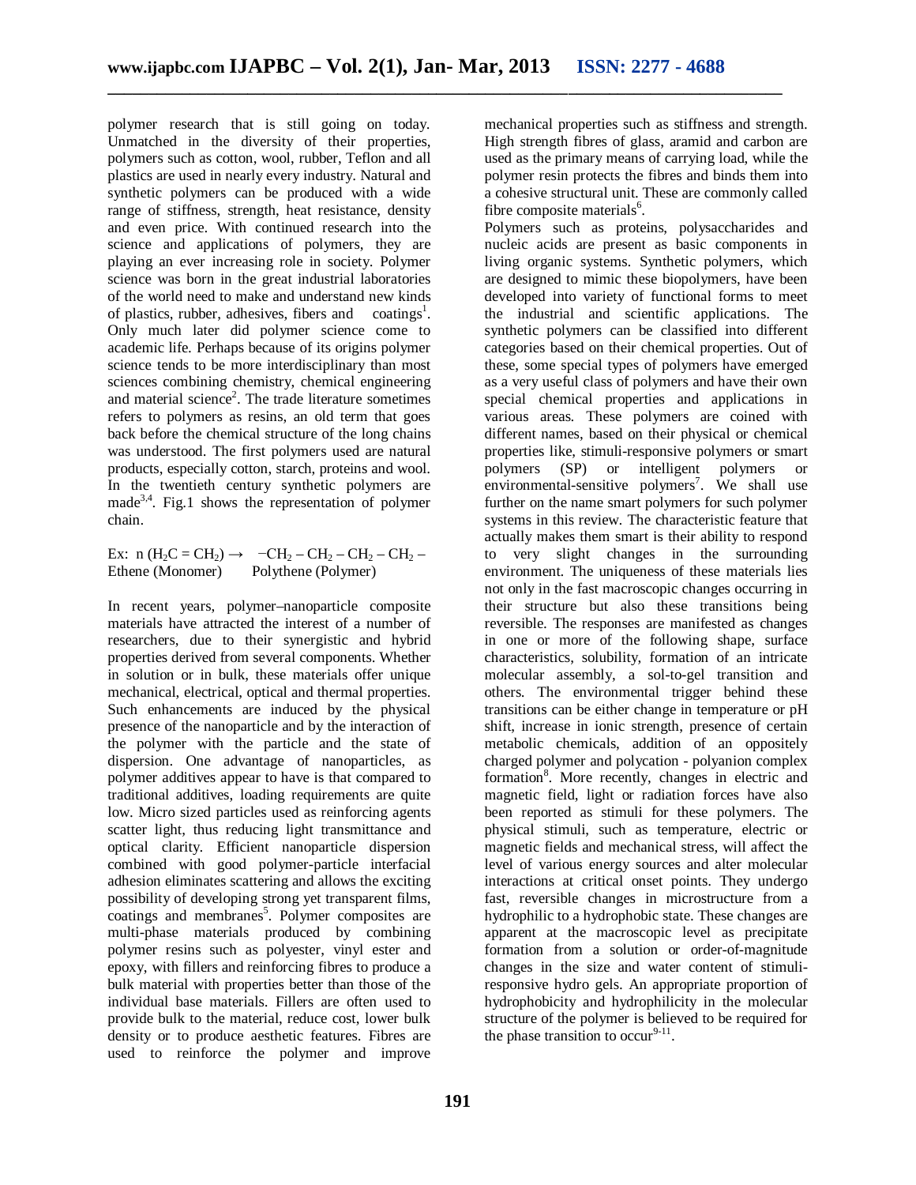polymer research that is still going on today. Unmatched in the diversity of their properties, polymers such as cotton, wool, rubber, Teflon and all plastics are used in nearly every industry. Natural and synthetic polymers can be produced with a wide range of stiffness, strength, heat resistance, density and even price. With continued research into the science and applications of polymers, they are playing an ever increasing role in society. Polymer science was born in the great industrial laboratories of the world need to make and understand new kinds of plastics, rubber, adhesives, fibers and coatings[1]. Only much later did polymer science come to academic life. Perhaps because of its origins polymer science tends to be more interdisciplinary than most sciences combining chemistry, chemical engineering and material science[2]. The trade literature sometimes refers to polymers as resins, an old term that goes back before the chemical structure of the long chains was understood. The first polymers used are natural products, especially cotton, starch, proteins and wool. In the twentieth century synthetic polymers are made[3,4]. Fig.1 shows the representation of polymer chain.

Ex: n ($H_2C = CH_2$) → $-CH_2 - CH_2 - CH_2 - CH_2 -$
Ethene (Monomer) Polythene (Polymer)

In recent years, polymer–nanoparticle composite materials have attracted the interest of a number of researchers, due to their synergistic and hybrid properties derived from several components. Whether in solution or in bulk, these materials offer unique mechanical, electrical, optical and thermal properties. Such enhancements are induced by the physical presence of the nanoparticle and by the interaction of the polymer with the particle and the state of dispersion. One advantage of nanoparticles, as polymer additives appear to have is that compared to traditional additives, loading requirements are quite low. Micro sized particles used as reinforcing agents scatter light, thus reducing light transmittance and optical clarity. Efficient nanoparticle dispersion combined with good polymer-particle interfacial adhesion eliminates scattering and allows the exciting possibility of developing strong yet transparent films, coatings and membranes[5]. Polymer composites are multi-phase materials produced by combining polymer resins such as polyester, vinyl ester and epoxy, with fillers and reinforcing fibres to produce a bulk material with properties better than those of the individual base materials. Fillers are often used to provide bulk to the material, reduce cost, lower bulk density or to produce aesthetic features. Fibres are used to reinforce the polymer and improve mechanical properties such as stiffness and strength. High strength fibres of glass, aramid and carbon are used as the primary means of carrying load, while the polymer resin protects the fibres and binds them into a cohesive structural unit. These are commonly called fibre composite materials[6].

Polymers such as proteins, polysaccharides and nucleic acids are present as basic components in living organic systems. Synthetic polymers, which are designed to mimic these biopolymers, have been developed into variety of functional forms to meet the industrial and scientific applications. The synthetic polymers can be classified into different categories based on their chemical properties. Out of these, some special types of polymers have emerged as a very useful class of polymers and have their own special chemical properties and applications in various areas. These polymers are coined with different names, based on their physical or chemical properties like, stimuli-responsive polymers or smart polymers (SP) or intelligent polymers or environmental-sensitive polymers[7]. We shall use further on the name smart polymers for such polymer systems in this review. The characteristic feature that actually makes them smart is their ability to respond to very slight changes in the surrounding environment. The uniqueness of these materials lies not only in the fast macroscopic changes occurring in their structure but also these transitions being reversible. The responses are manifested as changes in one or more of the following shape, surface characteristics, solubility, formation of an intricate molecular assembly, a sol-to-gel transition and others. The environmental trigger behind these transitions can be either change in temperature or pH shift, increase in ionic strength, presence of certain metabolic chemicals, addition of an oppositely charged polymer and polycation - polyanion complex formation[8]. More recently, changes in electric and magnetic field, light or radiation forces have also been reported as stimuli for these polymers. The physical stimuli, such as temperature, electric or magnetic fields and mechanical stress, will affect the level of various energy sources and alter molecular interactions at critical onset points. They undergo fast, reversible changes in microstructure from a hydrophilic to a hydrophobic state. These changes are apparent at the macroscopic level as precipitate formation from a solution or order-of-magnitude changes in the size and water content of stimuli-responsive hydro gels. An appropriate proportion of hydrophobicity and hydrophilicity in the molecular structure of the polymer is believed to be required for the phase transition to occur[9-11].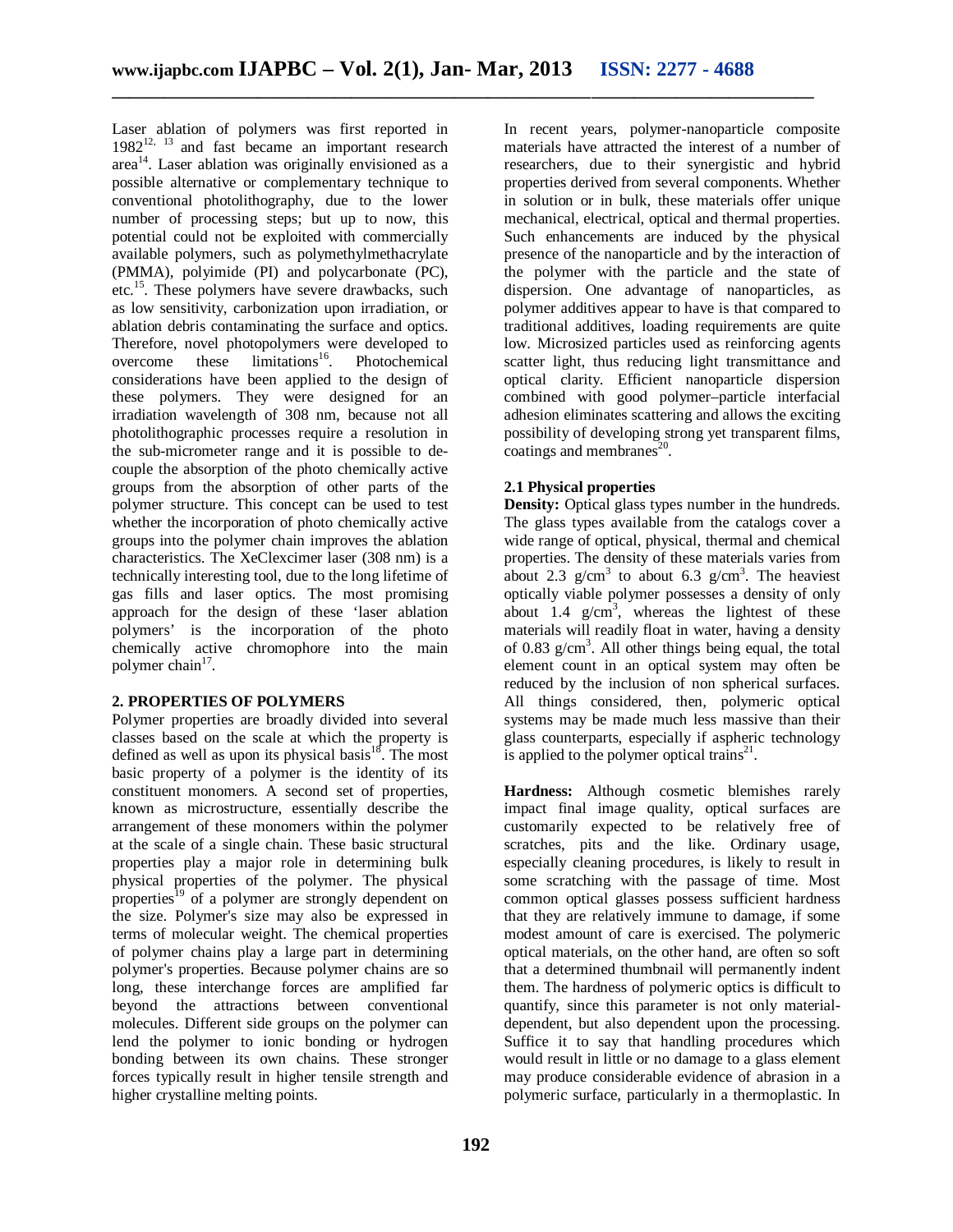Laser ablation of polymers was first reported in 1982[12, 13] and fast became an important research area[14]. Laser ablation was originally envisioned as a possible alternative or complementary technique to conventional photolithography, due to the lower number of processing steps; but up to now, this potential could not be exploited with commercially available polymers, such as polymethylmethacrylate (PMMA), polyimide (PI) and polycarbonate (PC), etc.[15]. These polymers have severe drawbacks, such as low sensitivity, carbonization upon irradiation, or ablation debris contaminating the surface and optics. Therefore, novel photopolymers were developed to overcome these limitations[16]. Photochemical considerations have been applied to the design of these polymers. They were designed for an irradiation wavelength of 308 nm, because not all photolithographic processes require a resolution in the sub-micrometer range and it is possible to de-couple the absorption of the photo chemically active groups from the absorption of other parts of the polymer structure. This concept can be used to test whether the incorporation of photo chemically active groups into the polymer chain improves the ablation characteristics. The XeClexcimer laser (308 nm) is a technically interesting tool, due to the long lifetime of gas fills and laser optics. The most promising approach for the design of these 'laser ablation polymers' is the incorporation of the photo chemically active chromophore into the main polymer chain[17].

## 2. PROPERTIES OF POLYMERS

Polymer properties are broadly divided into several classes based on the scale at which the property is defined as well as upon its physical basis[18]. The most basic property of a polymer is the identity of its constituent monomers. A second set of properties, known as microstructure, essentially describe the arrangement of these monomers within the polymer at the scale of a single chain. These basic structural properties play a major role in determining bulk physical properties of the polymer. The physical properties[19] of a polymer are strongly dependent on the size. Polymer's size may also be expressed in terms of molecular weight. The chemical properties of polymer chains play a large part in determining polymer's properties. Because polymer chains are so long, these interchange forces are amplified far beyond the attractions between conventional molecules. Different side groups on the polymer can lend the polymer to ionic bonding or hydrogen bonding between its own chains. These stronger forces typically result in higher tensile strength and higher crystalline melting points.

In recent years, polymer-nanoparticle composite materials have attracted the interest of a number of researchers, due to their synergistic and hybrid properties derived from several components. Whether in solution or in bulk, these materials offer unique mechanical, electrical, optical and thermal properties. Such enhancements are induced by the physical presence of the nanoparticle and by the interaction of the polymer with the particle and the state of dispersion. One advantage of nanoparticles, as polymer additives appear to have is that compared to traditional additives, loading requirements are quite low. Microsized particles used as reinforcing agents scatter light, thus reducing light transmittance and optical clarity. Efficient nanoparticle dispersion combined with good polymer–particle interfacial adhesion eliminates scattering and allows the exciting possibility of developing strong yet transparent films, coatings and membranes[20].

### 2.1 Physical properties

**Density:** Optical glass types number in the hundreds. The glass types available from the catalogs cover a wide range of optical, physical, thermal and chemical properties. The density of these materials varies from about 2.3 $g/cm^3$ to about 6.3 $g/cm^3$. The heaviest optically viable polymer possesses a density of only about 1.4 $g/cm^3$, whereas the lightest of these materials will readily float in water, having a density of 0.83 $g/cm^3$. All other things being equal, the total element count in an optical system may often be reduced by the inclusion of non spherical surfaces. All things considered, then, polymeric optical systems may be made much less massive than their glass counterparts, especially if aspheric technology is applied to the polymer optical trains[21].

**Hardness:** Although cosmetic blemishes rarely impact final image quality, optical surfaces are customarily expected to be relatively free of scratches, pits and the like. Ordinary usage, especially cleaning procedures, is likely to result in some scratching with the passage of time. Most common optical glasses possess sufficient hardness that they are relatively immune to damage, if some modest amount of care is exercised. The polymeric optical materials, on the other hand, are often so soft that a determined thumbnail will permanently indent them. The hardness of polymeric optics is difficult to quantify, since this parameter is not only material-dependent, but also dependent upon the processing. Suffice it to say that handling procedures which would result in little or no damage to a glass element may produce considerable evidence of abrasion in a polymeric surface, particularly in a thermoplastic. In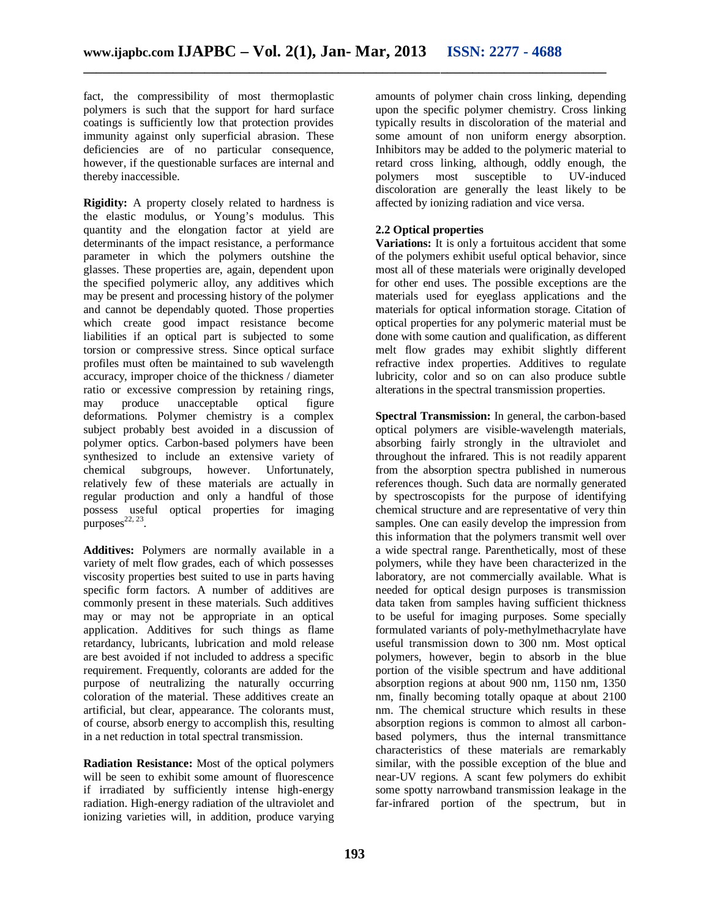fact, the compressibility of most thermoplastic polymers is such that the support for hard surface coatings is sufficiently low that protection provides immunity against only superficial abrasion. These deficiencies are of no particular consequence, however, if the questionable surfaces are internal and thereby inaccessible.

**Rigidity:** A property closely related to hardness is the elastic modulus, or Young's modulus. This quantity and the elongation factor at yield are determinants of the impact resistance, a performance parameter in which the polymers outshine the glasses. These properties are, again, dependent upon the specified polymeric alloy, any additives which may be present and processing history of the polymer and cannot be dependably quoted. Those properties which create good impact resistance become liabilities if an optical part is subjected to some torsion or compressive stress. Since optical surface profiles must often be maintained to sub wavelength accuracy, improper choice of the thickness / diameter ratio or excessive compression by retaining rings, may produce unacceptable optical figure deformations. Polymer chemistry is a complex subject probably best avoided in a discussion of polymer optics. Carbon-based polymers have been synthesized to include an extensive variety of chemical subgroups, however. Unfortunately, relatively few of these materials are actually in regular production and only a handful of those possess useful optical properties for imaging purposes[22, 23].

**Additives:** Polymers are normally available in a variety of melt flow grades, each of which possesses viscosity properties best suited to use in parts having specific form factors. A number of additives are commonly present in these materials. Such additives may or may not be appropriate in an optical application. Additives for such things as flame retardancy, lubricants, lubrication and mold release are best avoided if not included to address a specific requirement. Frequently, colorants are added for the purpose of neutralizing the naturally occurring coloration of the material. These additives create an artificial, but clear, appearance. The colorants must, of course, absorb energy to accomplish this, resulting in a net reduction in total spectral transmission.

**Radiation Resistance:** Most of the optical polymers will be seen to exhibit some amount of fluorescence if irradiated by sufficiently intense high-energy radiation. High-energy radiation of the ultraviolet and ionizing varieties will, in addition, produce varying amounts of polymer chain cross linking, depending upon the specific polymer chemistry. Cross linking typically results in discoloration of the material and some amount of non uniform energy absorption. Inhibitors may be added to the polymeric material to retard cross linking, although, oddly enough, the polymers most susceptible to UV-induced discoloration are generally the least likely to be affected by ionizing radiation and vice versa.

### 2.2 Optical properties

**Variations:** It is only a fortuitous accident that some of the polymers exhibit useful optical behavior, since most all of these materials were originally developed for other end uses. The possible exceptions are the materials used for eyeglass applications and the materials for optical information storage. Citation of optical properties for any polymeric material must be done with some caution and qualification, as different melt flow grades may exhibit slightly different refractive index properties. Additives to regulate lubricity, color and so on can also produce subtle alterations in the spectral transmission properties.

**Spectral Transmission:** In general, the carbon-based optical polymers are visible-wavelength materials, absorbing fairly strongly in the ultraviolet and throughout the infrared. This is not readily apparent from the absorption spectra published in numerous references though. Such data are normally generated by spectroscopists for the purpose of identifying chemical structure and are representative of very thin samples. One can easily develop the impression from this information that the polymers transmit well over a wide spectral range. Parenthetically, most of these polymers, while they have been characterized in the laboratory, are not commercially available. What is needed for optical design purposes is transmission data taken from samples having sufficient thickness to be useful for imaging purposes. Some specially formulated variants of poly-methylmethacrylate have useful transmission down to 300 nm. Most optical polymers, however, begin to absorb in the blue portion of the visible spectrum and have additional absorption regions at about 900 nm, 1150 nm, 1350 nm, finally becoming totally opaque at about 2100 nm. The chemical structure which results in these absorption regions is common to almost all carbon-based polymers, thus the internal transmittance characteristics of these materials are remarkably similar, with the possible exception of the blue and near-UV regions. A scant few polymers do exhibit some spotty narrowband transmission leakage in the far-infrared portion of the spectrum, but in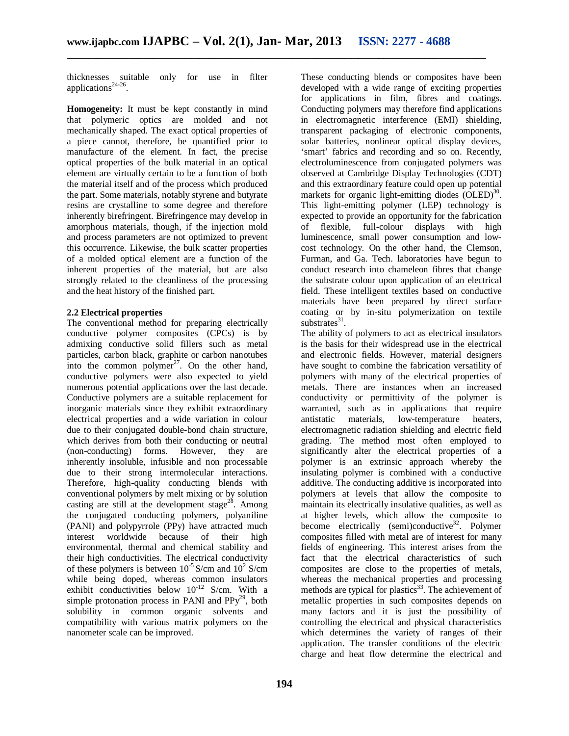thicknesses suitable only for use in filter applications[24-26].

**Homogeneity:** It must be kept constantly in mind that polymeric optics are molded and not mechanically shaped. The exact optical properties of a piece cannot, therefore, be quantified prior to manufacture of the element. In fact, the precise optical properties of the bulk material in an optical element are virtually certain to be a function of both the material itself and of the process which produced the part. Some materials, notably styrene and butyrate resins are crystalline to some degree and therefore inherently birefringent. Birefringence may develop in amorphous materials, though, if the injection mold and process parameters are not optimized to prevent this occurrence. Likewise, the bulk scatter properties of a molded optical element are a function of the inherent properties of the material, but are also strongly related to the cleanliness of the processing and the heat history of the finished part.

### 2.2 Electrical properties

The conventional method for preparing electrically conductive polymer composites (CPCs) is by admixing conductive solid fillers such as metal particles, carbon black, graphite or carbon nanotubes into the common polymer[27]. On the other hand, conductive polymers were also expected to yield numerous potential applications over the last decade. Conductive polymers are a suitable replacement for inorganic materials since they exhibit extraordinary electrical properties and a wide variation in colour due to their conjugated double-bond chain structure, which derives from both their conducting or neutral (non-conducting) forms. However, they are inherently insoluble, infusible and non processable due to their strong intermolecular interactions. Therefore, high-quality conducting blends with conventional polymers by melt mixing or by solution casting are still at the development stage[28]. Among the conjugated conducting polymers, polyaniline (PANI) and polypyrrole (PPy) have attracted much interest worldwide because of their high environmental, thermal and chemical stability and their high conductivities. The electrical conductivity of these polymers is between $10^{-5}$ S/cm and $10^{2}$ S/cm while being doped, whereas common insulators exhibit conductivities below $10^{-12}$ S/cm. With a simple protonation process in PANI and PPy[29], both solubility in common organic solvents and compatibility with various matrix polymers on the nanometer scale can be improved.

These conducting blends or composites have been developed with a wide range of exciting properties for applications in film, fibres and coatings. Conducting polymers may therefore find applications in electromagnetic interference (EMI) shielding, transparent packaging of electronic components, solar batteries, nonlinear optical display devices, 'smart' fabrics and recording and so on. Recently, electroluminescence from conjugated polymers was observed at Cambridge Display Technologies (CDT) and this extraordinary feature could open up potential markets for organic light-emitting diodes (OLED)[30]. This light-emitting polymer (LEP) technology is expected to provide an opportunity for the fabrication of flexible, full-colour displays with high luminescence, small power consumption and low-cost technology. On the other hand, the Clemson, Furman, and Ga. Tech. laboratories have begun to conduct research into chameleon fibres that change the substrate colour upon application of an electrical field. These intelligent textiles based on conductive materials have been prepared by direct surface coating or by in-situ polymerization on textile substrates[31].

The ability of polymers to act as electrical insulators is the basis for their widespread use in the electrical and electronic fields. However, material designers have sought to combine the fabrication versatility of polymers with many of the electrical properties of metals. There are instances when an increased conductivity or permittivity of the polymer is warranted, such as in applications that require antistatic materials, low-temperature heaters, electromagnetic radiation shielding and electric field grading. The method most often employed to significantly alter the electrical properties of a polymer is an extrinsic approach whereby the insulating polymer is combined with a conductive additive. The conducting additive is incorporated into polymers at levels that allow the composite to maintain its electrically insulative qualities, as well as at higher levels, which allow the composite to become electrically (semi)conductive[32]. Polymer composites filled with metal are of interest for many fields of engineering. This interest arises from the fact that the electrical characteristics of such composites are close to the properties of metals, whereas the mechanical properties and processing methods are typical for plastics[33]. The achievement of metallic properties in such composites depends on many factors and it is just the possibility of controlling the electrical and physical characteristics which determines the variety of ranges of their application. The transfer conditions of the electric charge and heat flow determine the electrical and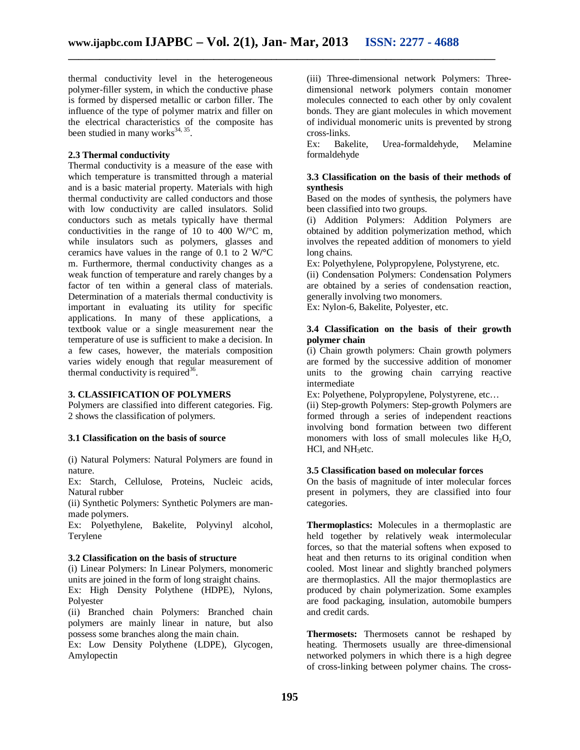thermal conductivity level in the heterogeneous polymer-filler system, in which the conductive phase is formed by dispersed metallic or carbon filler. The influence of the type of polymer matrix and filler on the electrical characteristics of the composite has been studied in many works[34, 35].

### 2.3 Thermal conductivity

Thermal conductivity is a measure of the ease with which temperature is transmitted through a material and is a basic material property. Materials with high thermal conductivity are called conductors and those with low conductivity are called insulators. Solid conductors such as metals typically have thermal conductivities in the range of 10 to 400 W/°C m, while insulators such as polymers, glasses and ceramics have values in the range of 0.1 to 2 W/°C m. Furthermore, thermal conductivity changes as a weak function of temperature and rarely changes by a factor of ten within a general class of materials. Determination of a materials thermal conductivity is important in evaluating its utility for specific applications. In many of these applications, a textbook value or a single measurement near the temperature of use is sufficient to make a decision. In a few cases, however, the materials composition varies widely enough that regular measurement of thermal conductivity is required[36].

## 3. CLASSIFICATION OF POLYMERS

Polymers are classified into different categories. Fig. 2 shows the classification of polymers.

### 3.1 Classification on the basis of source

(i) Natural Polymers: Natural Polymers are found in nature.

Ex: Starch, Cellulose, Proteins, Nucleic acids, Natural rubber

(ii) Synthetic Polymers: Synthetic Polymers are man-made polymers.

Ex: Polyethylene, Bakelite, Polyvinyl alcohol, Terylene

### 3.2 Classification on the basis of structure

(i) Linear Polymers: In Linear Polymers, monomeric units are joined in the form of long straight chains.

Ex: High Density Polythene (HDPE), Nylons, Polyester

(ii) Branched chain Polymers: Branched chain polymers are mainly linear in nature, but also possess some branches along the main chain.

Ex: Low Density Polythene (LDPE), Glycogen, Amylopectin

(iii) Three-dimensional network Polymers: Three-dimensional network polymers contain monomer molecules connected to each other by only covalent bonds. They are giant molecules in which movement of individual monomeric units is prevented by strong cross-links.

Ex: Bakelite, Urea-formaldehyde, Melamine formaldehyde

### 3.3 Classification on the basis of their methods of synthesis

Based on the modes of synthesis, the polymers have been classified into two groups.

(i) Addition Polymers: Addition Polymers are obtained by addition polymerization method, which involves the repeated addition of monomers to yield long chains.

Ex: Polyethylene, Polypropylene, Polystyrene, etc.

(ii) Condensation Polymers: Condensation Polymers are obtained by a series of condensation reaction, generally involving two monomers.

Ex: Nylon-6, Bakelite, Polyester, etc.

### 3.4 Classification on the basis of their growth polymer chain

(i) Chain growth polymers: Chain growth polymers are formed by the successive addition of monomer units to the growing chain carrying reactive intermediate

Ex: Polyethene, Polypropylene, Polystyrene, etc…

(ii) Step-growth Polymers: Step-growth Polymers are formed through a series of independent reactions involving bond formation between two different monomers with loss of small molecules like $H_2O$, HCl, and $NH_3$etc.

### 3.5 Classification based on molecular forces

On the basis of magnitude of inter molecular forces present in polymers, they are classified into four categories.

**Thermoplastics:** Molecules in a thermoplastic are held together by relatively weak intermolecular forces, so that the material softens when exposed to heat and then returns to its original condition when cooled. Most linear and slightly branched polymers are thermoplastics. All the major thermoplastics are produced by chain polymerization. Some examples are food packaging, insulation, automobile bumpers and credit cards.

**Thermosets:** Thermosets cannot be reshaped by heating. Thermosets usually are three-dimensional networked polymers in which there is a high degree of cross-linking between polymer chains. The cross-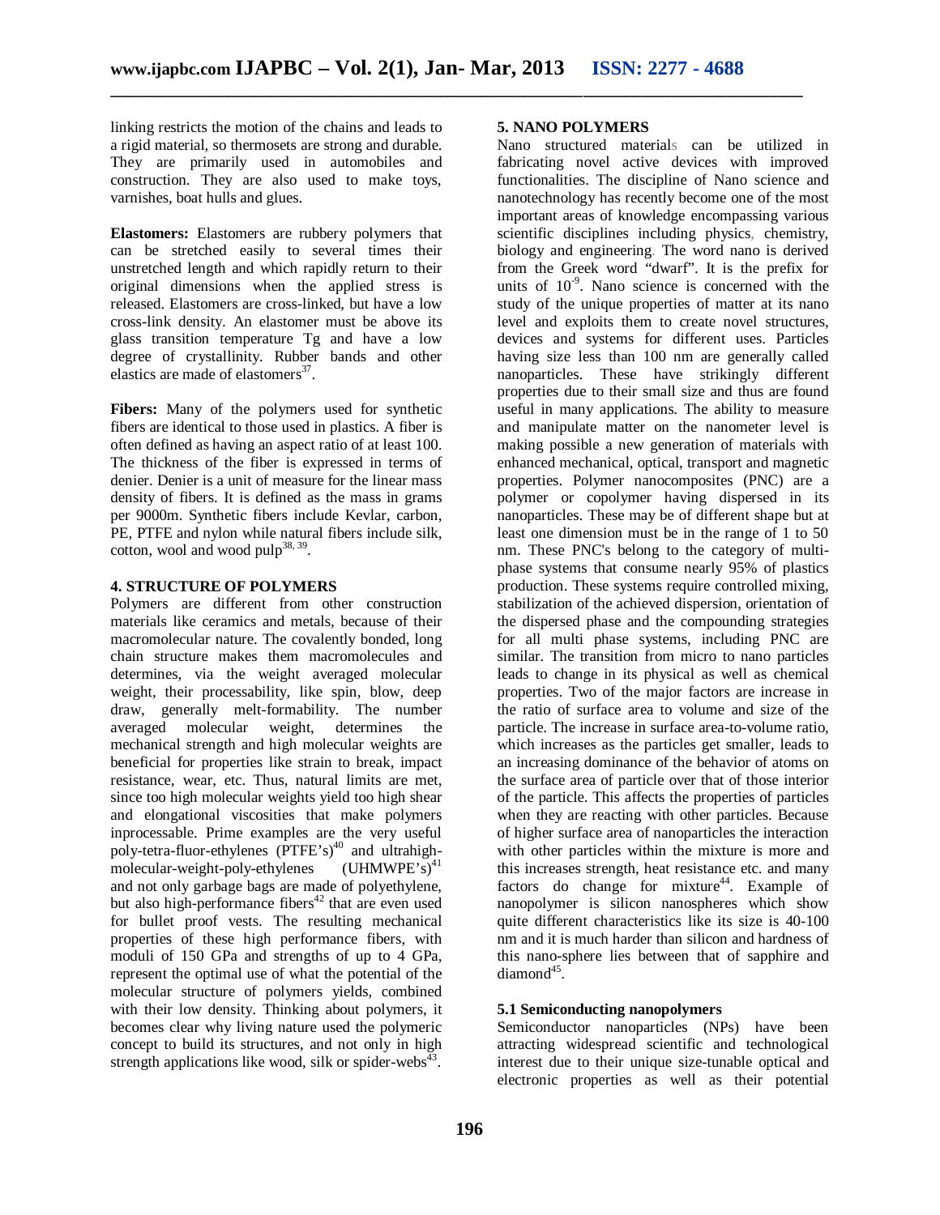linking restricts the motion of the chains and leads to a rigid material, so thermosets are strong and durable. They are primarily used in automobiles and construction. They are also used to make toys, varnishes, boat hulls and glues.

**Elastomers:** Elastomers are rubbery polymers that can be stretched easily to several times their unstretched length and which rapidly return to their original dimensions when the applied stress is released. Elastomers are cross-linked, but have a low cross-link density. An elastomer must be above its glass transition temperature Tg and have a low degree of crystallinity. Rubber bands and other elastics are made of elastomers[37].

**Fibers:** Many of the polymers used for synthetic fibers are identical to those used in plastics. A fiber is often defined as having an aspect ratio of at least 100. The thickness of the fiber is expressed in terms of denier. Denier is a unit of measure for the linear mass density of fibers. It is defined as the mass in grams per 9000m. Synthetic fibers include Kevlar, carbon, PE, PTFE and nylon while natural fibers include silk, cotton, wool and wood pulp[38, 39].

## 4. STRUCTURE OF POLYMERS

Polymers are different from other construction materials like ceramics and metals, because of their macromolecular nature. The covalently bonded, long chain structure makes them macromolecules and determines, via the weight averaged molecular weight, their processability, like spin, blow, deep draw, generally melt-formability. The number averaged molecular weight, determines the mechanical strength and high molecular weights are beneficial for properties like strain to break, impact resistance, wear, etc. Thus, natural limits are met, since too high molecular weights yield too high shear and elongational viscosities that make polymers inprocessable. Prime examples are the very useful poly-tetra-fluor-ethylenes (PTFE's)[40] and ultrahigh-molecular-weight-poly-ethylenes (UHMWPE's)[41] and not only garbage bags are made of polyethylene, but also high-performance fibers[42] that are even used for bullet proof vests. The resulting mechanical properties of these high performance fibers, with moduli of 150 GPa and strengths of up to 4 GPa, represent the optimal use of what the potential of the molecular structure of polymers yields, combined with their low density. Thinking about polymers, it becomes clear why living nature used the polymeric concept to build its structures, and not only in high strength applications like wood, silk or spider-webs[43].

## 5. NANO POLYMERS

Nano structured materials can be utilized in fabricating novel active devices with improved functionalities. The discipline of Nano science and nanotechnology has recently become one of the most important areas of knowledge encompassing various scientific disciplines including physics, chemistry, biology and engineering. The word nano is derived from the Greek word "dwarf". It is the prefix for units of $10^{-9}$. Nano science is concerned with the study of the unique properties of matter at its nano level and exploits them to create novel structures, devices and systems for different uses. Particles having size less than 100 nm are generally called nanoparticles. These have strikingly different properties due to their small size and thus are found useful in many applications. The ability to measure and manipulate matter on the nanometer level is making possible a new generation of materials with enhanced mechanical, optical, transport and magnetic properties. Polymer nanocomposites (PNC) are a polymer or copolymer having dispersed in its nanoparticles. These may be of different shape but at least one dimension must be in the range of 1 to 50 nm. These PNC's belong to the category of multi-phase systems that consume nearly 95% of plastics production. These systems require controlled mixing, stabilization of the achieved dispersion, orientation of the dispersed phase and the compounding strategies for all multi phase systems, including PNC are similar. The transition from micro to nano particles leads to change in its physical as well as chemical properties. Two of the major factors are increase in the ratio of surface area to volume and size of the particle. The increase in surface area-to-volume ratio, which increases as the particles get smaller, leads to an increasing dominance of the behavior of atoms on the surface area of particle over that of those interior of the particle. This affects the properties of particles when they are reacting with other particles. Because of higher surface area of nanoparticles the interaction with other particles within the mixture is more and this increases strength, heat resistance etc. and many factors do change for mixture[44]. Example of nanopolymer is silicon nanospheres which show quite different characteristics like its size is 40-100 nm and it is much harder than silicon and hardness of this nano-sphere lies between that of sapphire and diamond[45].

### 5.1 Semiconducting nanopolymers

Semiconductor nanoparticles (NPs) have been attracting widespread scientific and technological interest due to their unique size-tunable optical and electronic properties as well as their potential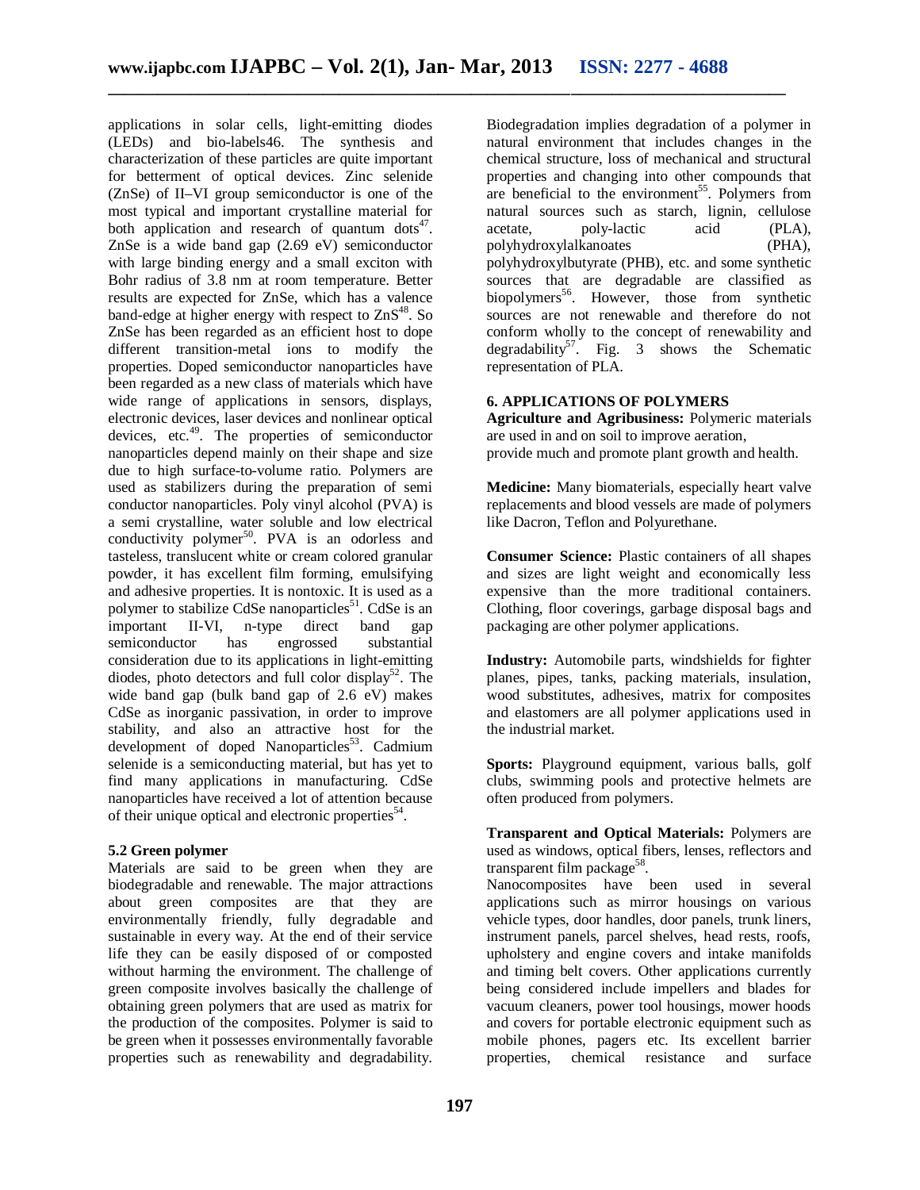applications in solar cells, light-emitting diodes (LEDs) and bio-labels46. The synthesis and characterization of these particles are quite important for betterment of optical devices. Zinc selenide (ZnSe) of II–VI group semiconductor is one of the most typical and important crystalline material for both application and research of quantum dots[47]. ZnSe is a wide band gap (2.69 eV) semiconductor with large binding energy and a small exciton with Bohr radius of 3.8 nm at room temperature. Better results are expected for ZnSe, which has a valence band-edge at higher energy with respect to ZnS[48]. So ZnSe has been regarded as an efficient host to dope different transition-metal ions to modify the properties. Doped semiconductor nanoparticles have been regarded as a new class of materials which have wide range of applications in sensors, displays, electronic devices, laser devices and nonlinear optical devices, etc.[49]. The properties of semiconductor nanoparticles depend mainly on their shape and size due to high surface-to-volume ratio. Polymers are used as stabilizers during the preparation of semi conductor nanoparticles. Poly vinyl alcohol (PVA) is a semi crystalline, water soluble and low electrical conductivity polymer[50]. PVA is an odorless and tasteless, translucent white or cream colored granular powder, it has excellent film forming, emulsifying and adhesive properties. It is nontoxic. It is used as a polymer to stabilize CdSe nanoparticles[51]. CdSe is an important II-VI, n-type direct band gap semiconductor has engrossed substantial consideration due to its applications in light-emitting diodes, photo detectors and full color display[52]. The wide band gap (bulk band gap of 2.6 eV) makes CdSe as inorganic passivation, in order to improve stability, and also an attractive host for the development of doped Nanoparticles[53]. Cadmium selenide is a semiconducting material, but has yet to find many applications in manufacturing. CdSe nanoparticles have received a lot of attention because of their unique optical and electronic properties[54].

### 5.2 Green polymer

Materials are said to be green when they are biodegradable and renewable. The major attractions about green composites are that they are environmentally friendly, fully degradable and sustainable in every way. At the end of their service life they can be easily disposed of or composted without harming the environment. The challenge of green composite involves basically the challenge of obtaining green polymers that are used as matrix for the production of the composites. Polymer is said to be green when it possesses environmentally favorable properties such as renewability and degradability. Biodegradation implies degradation of a polymer in natural environment that includes changes in the chemical structure, loss of mechanical and structural properties and changing into other compounds that are beneficial to the environment[55]. Polymers from natural sources such as starch, lignin, cellulose acetate, poly-lactic acid (PLA), polyhydroxylalkanoates (PHA), polyhydroxylbutyrate (PHB), etc. and some synthetic sources that are degradable are classified as biopolymers[56]. However, those from synthetic sources are not renewable and therefore do not conform wholly to the concept of renewability and degradability[57]. Fig. 3 shows the Schematic representation of PLA.

## 6. APPLICATIONS OF POLYMERS

**Agriculture and Agribusiness:** Polymeric materials are used in and on soil to improve aeration, provide much and promote plant growth and health.

**Medicine:** Many biomaterials, especially heart valve replacements and blood vessels are made of polymers like Dacron, Teflon and Polyurethane.

**Consumer Science:** Plastic containers of all shapes and sizes are light weight and economically less expensive than the more traditional containers. Clothing, floor coverings, garbage disposal bags and packaging are other polymer applications.

**Industry:** Automobile parts, windshields for fighter planes, pipes, tanks, packing materials, insulation, wood substitutes, adhesives, matrix for composites and elastomers are all polymer applications used in the industrial market.

**Sports:** Playground equipment, various balls, golf clubs, swimming pools and protective helmets are often produced from polymers.

**Transparent and Optical Materials:** Polymers are used as windows, optical fibers, lenses, reflectors and transparent film package[58].

Nanocomposites have been used in several applications such as mirror housings on various vehicle types, door handles, door panels, trunk liners, instrument panels, parcel shelves, head rests, roofs, upholstery and engine covers and intake manifolds and timing belt covers. Other applications currently being considered include impellers and blades for vacuum cleaners, power tool housings, mower hoods and covers for portable electronic equipment such as mobile phones, pagers etc. Its excellent barrier properties, chemical resistance and surface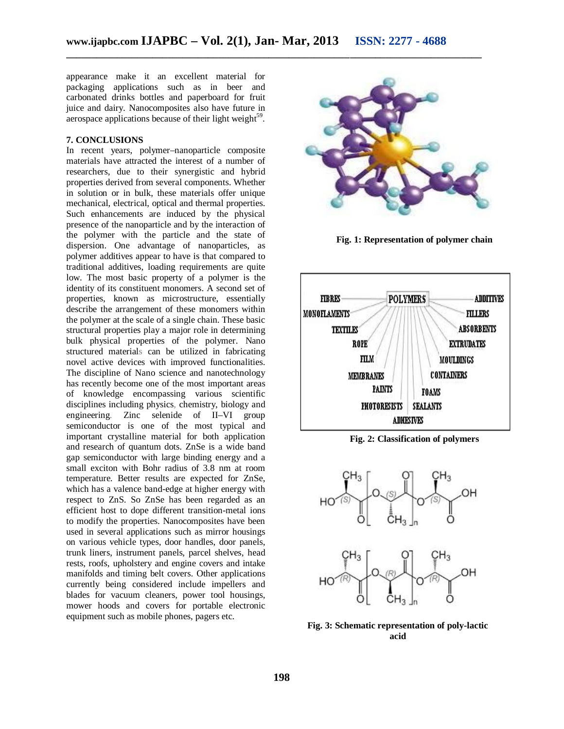appearance make it an excellent material for packaging applications such as in beer and carbonated drinks bottles and paperboard for fruit juice and dairy. Nanocomposites also have future in aerospace applications because of their light weight[59].

### 7. CONCLUSIONS

In recent years, polymer–nanoparticle composite materials have attracted the interest of a number of researchers, due to their synergistic and hybrid properties derived from several components. Whether in solution or in bulk, these materials offer unique mechanical, electrical, optical and thermal properties. Such enhancements are induced by the physical presence of the nanoparticle and by the interaction of the polymer with the particle and the state of dispersion. One advantage of nanoparticles, as polymer additives appear to have is that compared to traditional additives, loading requirements are quite low. The most basic property of a polymer is the identity of its constituent monomers. A second set of properties, known as microstructure, essentially describe the arrangement of these monomers within the polymer at the scale of a single chain. These basic structural properties play a major role in determining bulk physical properties of the polymer. Nano structured materials can be utilized in fabricating novel active devices with improved functionalities. The discipline of Nano science and nanotechnology has recently become one of the most important areas of knowledge encompassing various scientific disciplines including physics, chemistry, biology and engineering. Zinc selenide of II–VI group semiconductor is one of the most typical and important crystalline material for both application and research of quantum dots. ZnSe is a wide band gap semiconductor with large binding energy and a small exciton with Bohr radius of 3.8 nm at room temperature. Better results are expected for ZnSe, which has a valence band-edge at higher energy with respect to ZnS. So ZnSe has been regarded as an efficient host to dope different transition-metal ions to modify the properties. Nanocomposites have been used in several applications such as mirror housings on various vehicle types, door handles, door panels, trunk liners, instrument panels, parcel shelves, head rests, roofs, upholstery and engine covers and intake manifolds and timing belt covers. Other applications currently being considered include impellers and blades for vacuum cleaners, power tool housings, mower hoods and covers for portable electronic equipment such as mobile phones, pagers etc.

**Fig. 1: Representation of polymer chain**

**Fig. 2: Classification of polymers**

**Fig. 3: Schematic representation of poly-lactic acid**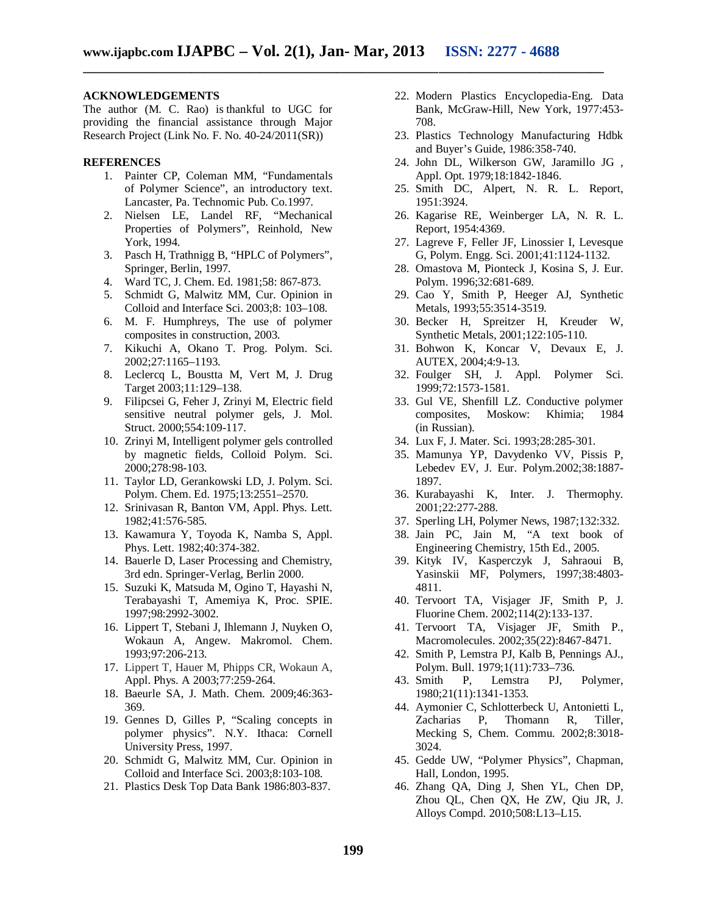## ACKNOWLEDGEMENTS

The author (M. C. Rao) is thankful to UGC for providing the financial assistance through Major Research Project (Link No. F. No. 40-24/2011(SR))

## REFERENCES

1. Painter CP, Coleman MM, "Fundamentals of Polymer Science", an introductory text. Lancaster, Pa. Technomic Pub. Co.1997.
2. Nielsen LE, Landel RF, "Mechanical Properties of Polymers", Reinhold, New York, 1994.
3. Pasch H, Trathnigg B, "HPLC of Polymers", Springer, Berlin, 1997.
4. Ward TC, J. Chem. Ed. 1981;58: 867-873.
5. Schmidt G, Malwitz MM, Cur. Opinion in Colloid and Interface Sci. 2003;8: 103–108.
6. M. F. Humphreys, The use of polymer composites in construction, 2003.
7. Kikuchi A, Okano T. Prog. Polym. Sci. 2002;27:1165–1193.
8. Leclercq L, Boustta M, Vert M, J. Drug Target 2003;11:129–138.
9. Filipcsei G, Feher J, Zrinyi M, Electric field sensitive neutral polymer gels, J. Mol. Struct. 2000;554:109-117.
10. Zrinyi M, Intelligent polymer gels controlled by magnetic fields, Colloid Polym. Sci. 2000;278:98-103.
11. Taylor LD, Gerankowski LD, J. Polym. Sci. Polym. Chem. Ed. 1975;13:2551–2570.
12. Srinivasan R, Banton VM, Appl. Phys. Lett. 1982;41:576-585.
13. Kawamura Y, Toyoda K, Namba S, Appl. Phys. Lett. 1982;40:374-382.
14. Bauerle D, Laser Processing and Chemistry, 3rd edn. Springer-Verlag, Berlin 2000.
15. Suzuki K, Matsuda M, Ogino T, Hayashi N, Terabayashi T, Amemiya K, Proc. SPIE. 1997;98:2992-3002.
16. Lippert T, Stebani J, Ihlemann J, Nuyken O, Wokaun A, Angew. Makromol. Chem. 1993;97:206-213.
17. Lippert T, Hauer M, Phipps CR, Wokaun A, Appl. Phys. A 2003;77:259-264.
18. Baeurle SA, J. Math. Chem. 2009;46:363-369.
19. Gennes D, Gilles P, "Scaling concepts in polymer physics". N.Y. Ithaca: Cornell University Press, 1997.
20. Schmidt G, Malwitz MM, Cur. Opinion in Colloid and Interface Sci. 2003;8:103-108.
21. Plastics Desk Top Data Bank 1986:803-837.
22. Modern Plastics Encyclopedia-Eng. Data Bank, McGraw-Hill, New York, 1977:453-708.
23. Plastics Technology Manufacturing Hdbk and Buyer's Guide, 1986:358-740.
24. John DL, Wilkerson GW, Jaramillo JG , Appl. Opt. 1979;18:1842-1846.
25. Smith DC, Alpert, N. R. L. Report, 1951:3924.
26. Kagarise RE, Weinberger LA, N. R. L. Report, 1954:4369.
27. Lagreve F, Feller JF, Linossier I, Levesque G, Polym. Engg. Sci. 2001;41:1124-1132.
28. Omastova M, Pionteck J, Kosina S, J. Eur. Polym. 1996;32:681-689.
29. Cao Y, Smith P, Heeger AJ, Synthetic Metals, 1993;55:3514-3519.
30. Becker H, Spreitzer H, Kreuder W, Synthetic Metals, 2001;122:105-110.
31. Bohwon K, Koncar V, Devaux E, J. AUTEX, 2004;4:9-13.
32. Foulger SH, J. Appl. Polymer Sci. 1999;72:1573-1581.
33. Gul VE, Shenfill LZ. Conductive polymer composites, Moskow: Khimia; 1984 (in Russian).
34. Lux F, J. Mater. Sci. 1993;28:285-301.
35. Mamunya YP, Davydenko VV, Pissis P, Lebedev EV, J. Eur. Polym.2002;38:1887-1897.
36. Kurabayashi K, Inter. J. Thermophy. 2001;22:277-288.
37. Sperling LH, Polymer News, 1987;132:332.
38. Jain PC, Jain M, "A text book of Engineering Chemistry, 15th Ed., 2005.
39. Kityk IV, Kasperczyk J, Sahraoui B, Yasinskii MF, Polymers, 1997;38:4803-4811.
40. Tervoort TA, Visjager JF, Smith P, J. Fluorine Chem. 2002;114(2):133-137.
41. Tervoort TA, Visjager JF, Smith P., Macromolecules. 2002;35(22):8467-8471.
42. Smith P, Lemstra PJ, Kalb B, Pennings AJ., Polym. Bull. 1979;1(11):733–736.
43. Smith P, Lemstra PJ, Polymer, 1980;21(11):1341-1353.
44. Aymonier C, Schlotterbeck U, Antonietti L, Zacharias P, Thomann R, Tiller, Mecking S, Chem. Commu. 2002;8:3018-3024.
45. Gedde UW, "Polymer Physics", Chapman, Hall, London, 1995.
46. Zhang QA, Ding J, Shen YL, Chen DP, Zhou QL, Chen QX, He ZW, Qiu JR, J. Alloys Compd. 2010;508:L13–L15.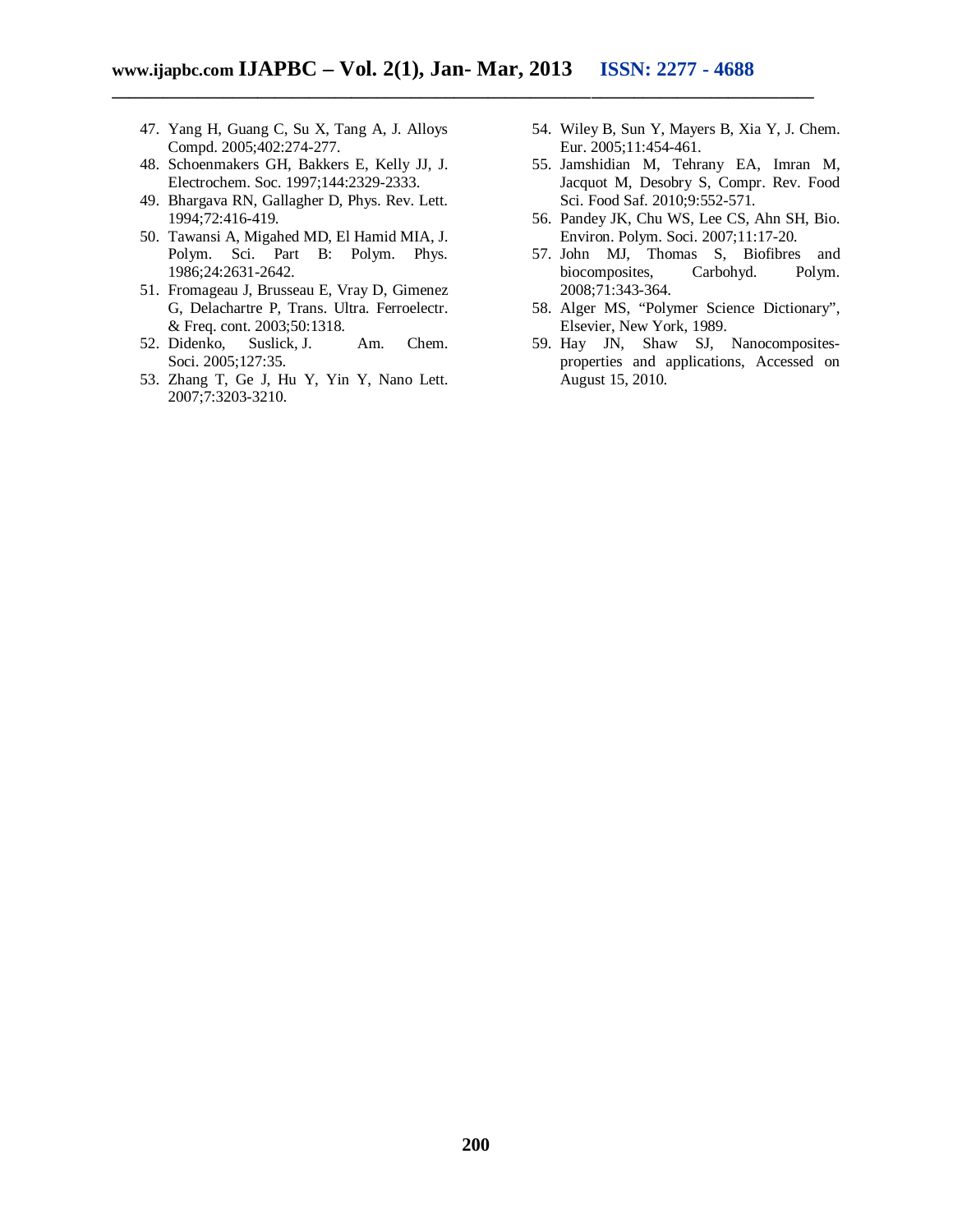47. Yang H, Guang C, Su X, Tang A, J. Alloys Compd. 2005;402:274-277.
48. Schoenmakers GH, Bakkers E, Kelly JJ, J. Electrochem. Soc. 1997;144:2329-2333.
49. Bhargava RN, Gallagher D, Phys. Rev. Lett. 1994;72:416-419.
50. Tawansi A, Migahed MD, El Hamid MIA, J. Polym. Sci. Part B: Polym. Phys. 1986;24:2631-2642.
51. Fromageau J, Brusseau E, Vray D, Gimenez G, Delachartre P, Trans. Ultra. Ferroelectr. & Freq. cont. 2003;50:1318.
52. Didenko, Suslick, J. Am. Chem. Soci. 2005;127:35.
53. Zhang T, Ge J, Hu Y, Yin Y, Nano Lett. 2007;7:3203-3210.
54. Wiley B, Sun Y, Mayers B, Xia Y, J. Chem. Eur. 2005;11:454-461.
55. Jamshidian M, Tehrany EA, Imran M, Jacquot M, Desobry S, Compr. Rev. Food Sci. Food Saf. 2010;9:552-571.
56. Pandey JK, Chu WS, Lee CS, Ahn SH, Bio. Environ. Polym. Soci. 2007;11:17-20.
57. John MJ, Thomas S, Biofibres and biocomposites, Carbohyd. Polym. 2008;71:343-364.
58. Alger MS, "Polymer Science Dictionary", Elsevier, New York, 1989.
59. Hay JN, Shaw SJ, Nanocomposites-properties and applications, Accessed on August 15, 2010.